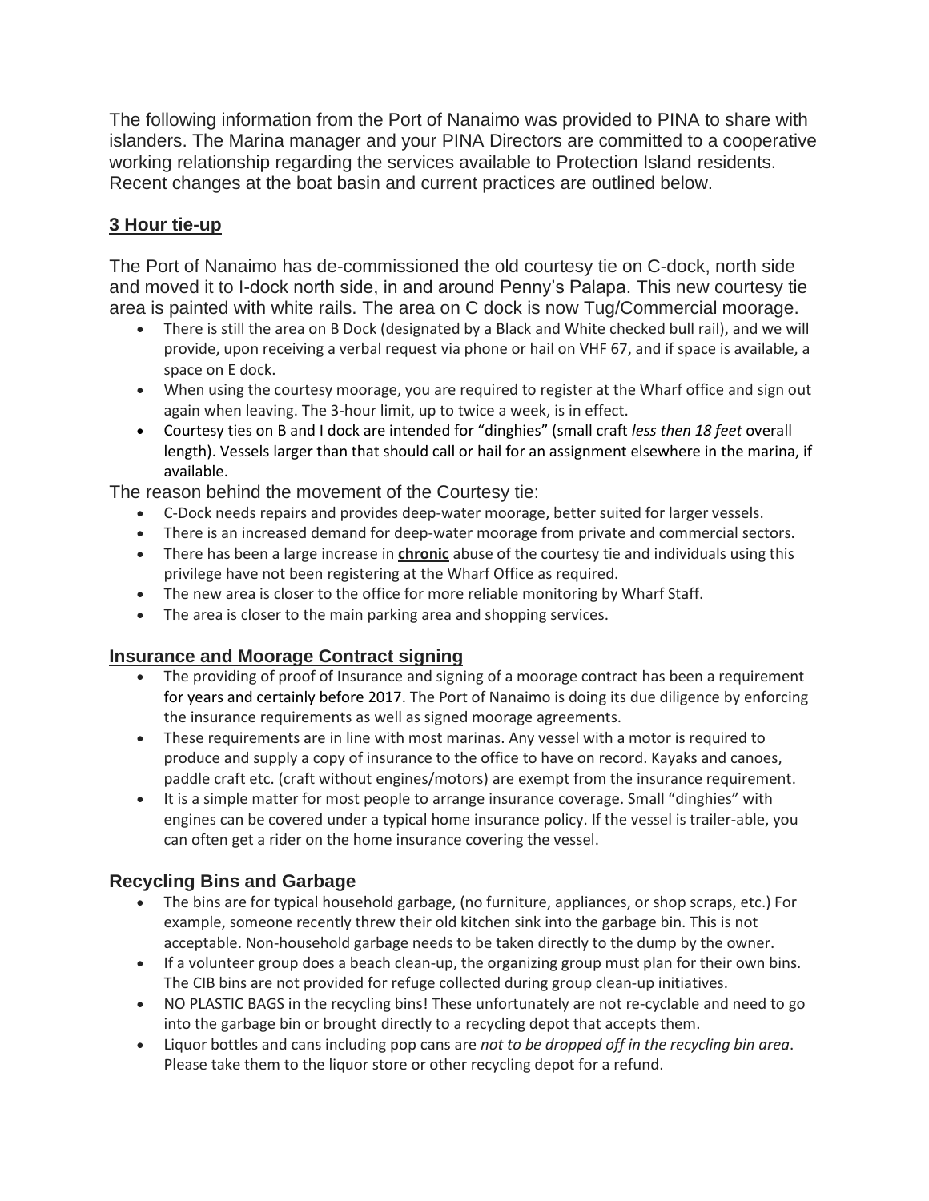The following information from the Port of Nanaimo was provided to PINA to share with islanders. The Marina manager and your PINA Directors are committed to a cooperative working relationship regarding the services available to Protection Island residents. Recent changes at the boat basin and current practices are outlined below.

## 3 Hour tie-up

The Port of Nanaimo has de-commissioned the old courtesy tie on C-dock, north side and moved it to I-dock north side, in and around Penny's Palapa. This new courtesy tie area is painted with white rails. The area on C dock is now Tug/Commercial moorage.

- There is still the area on B Dock (designated by a Black and White checked bull rail), and we will provide, upon receiving a verbal request via phone or hail on VHF 67, and if space is available, a space on E dock.
- When using the courtesy moorage, you are required to register at the Wharf office and sign out again when leaving. The 3-hour limit, up to twice a week, is in effect.
- Courtesy ties on B and I dock are intended for "dinghies" (small craft *less then 18 feet* overall length). Vessels larger than that should call or hail for an assignment elsewhere in the marina, if available.

The reason behind the movement of the Courtesy tie:

- C-Dock needs repairs and provides deep-water moorage, better suited for larger vessels.
- There is an increased demand for deep-water moorage from private and commercial sectors.
- There has been a large increase in **chronic** abuse of the courtesy tie and individuals using this privilege have not been registering at the Wharf Office as required.
- The new area is closer to the office for more reliable monitoring by Wharf Staff.
- The area is closer to the main parking area and shopping services.

## Insurance and Moorage Contract signing

- The providing of proof of Insurance and signing of a moorage contract has been a requirement for years and certainly before 2017. The Port of Nanaimo is doing its due diligence by enforcing the insurance requirements as well as signed moorage agreements.
- These requirements are in line with most marinas. Any vessel with a motor is required to produce and supply a copy of insurance to the office to have on record. Kayaks and canoes, paddle craft etc. (craft without engines/motors) are exempt from the insurance requirement.
- It is a simple matter for most people to arrange insurance coverage. Small "dinghies" with engines can be covered under a typical home insurance policy. If the vessel is trailer-able, you can often get a rider on the home insurance covering the vessel.

## Recycling Bins and Garbage

- The bins are for typical household garbage, (no furniture, appliances, or shop scraps, etc.) For example, someone recently threw their old kitchen sink into the garbage bin. This is not acceptable. Non-household garbage needs to be taken directly to the dump by the owner.
- If a volunteer group does a beach clean-up, the organizing group must plan for their own bins. The CIB bins are not provided for refuge collected during group clean-up initiatives.
- NO PLASTIC BAGS in the recycling bins! These unfortunately are not re-cyclable and need to go into the garbage bin or brought directly to a recycling depot that accepts them.
- Liquor bottles and cans including pop cans are *not to be dropped off in the recycling bin area*. Please take them to the liquor store or other recycling depot for a refund.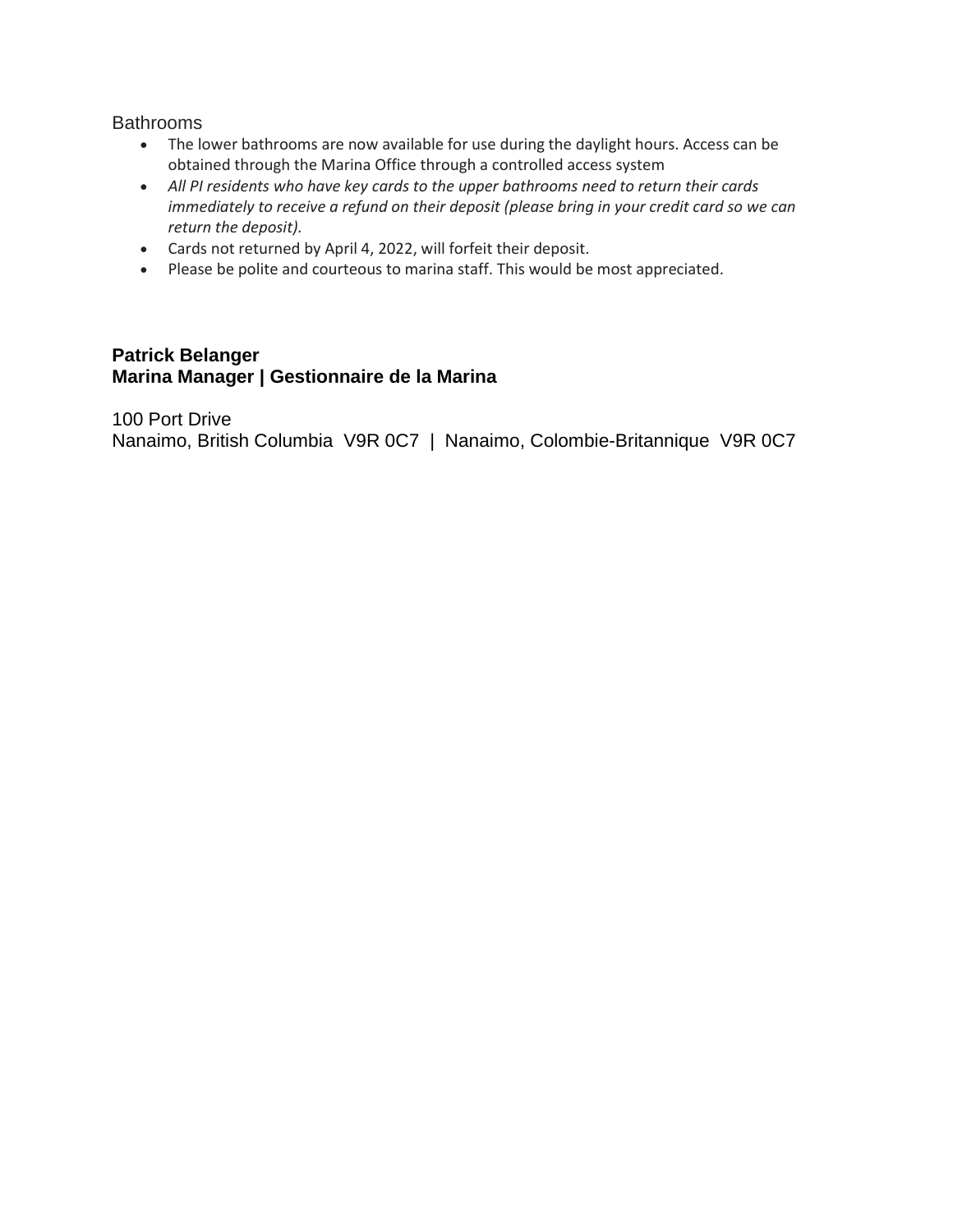## Bathrooms

- The lower bathrooms are now available for use during the daylight hours. Access can be obtained through the Marina Office through a controlled access system
- *All PI residents who have key cards to the upper bathrooms need to return their cards immediately to receive a refund on their deposit (please bring in your credit card so we can return the deposit).*
- Cards not returned by April 4, 2022, will forfeit their deposit.
- Please be polite and courteous to marina staff. This would be most appreciated.

**Patrick Belanger**
**Marina Manager | Gestionnaire de la Marina**

100 Port Drive
Nanaimo, British Columbia V9R 0C7 | Nanaimo, Colombie-Britannique V9R 0C7